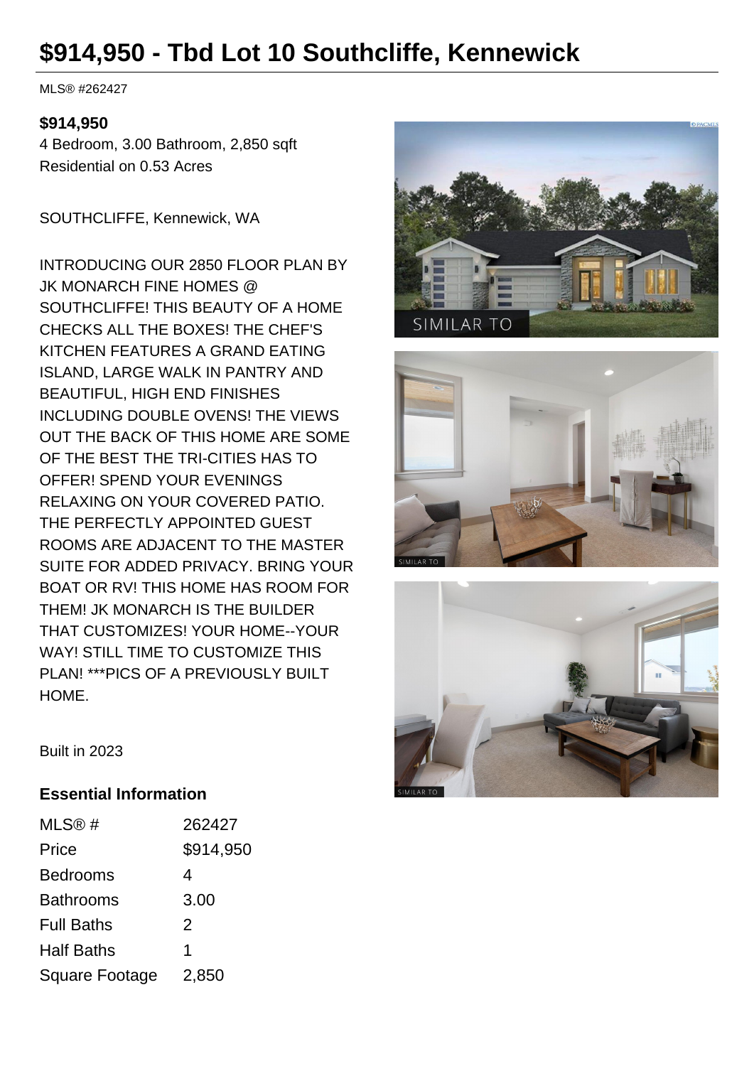# $914,950 - Tbd Lot 10 Southcliffe, Kennewick

MLS® #262427

**$914,950**

4 Bedroom, 3.00 Bathroom, 2,850 sqft

Residential on 0.53 Acres

SOUTHCLIFFE, Kennewick, WA

INTRODUCING OUR 2850 FLOOR PLAN BY JK MONARCH FINE HOMES @ SOUTHCLIFFE! THIS BEAUTY OF A HOME CHECKS ALL THE BOXES! THE CHEF'S KITCHEN FEATURES A GRAND EATING ISLAND, LARGE WALK IN PANTRY AND BEAUTIFUL, HIGH END FINISHES INCLUDING DOUBLE OVENS! THE VIEWS OUT THE BACK OF THIS HOME ARE SOME OF THE BEST THE TRI-CITIES HAS TO OFFER! SPEND YOUR EVENINGS RELAXING ON YOUR COVERED PATIO. THE PERFECTLY APPOINTED GUEST ROOMS ARE ADJACENT TO THE MASTER SUITE FOR ADDED PRIVACY. BRING YOUR BOAT OR RV! THIS HOME HAS ROOM FOR THEM! JK MONARCH IS THE BUILDER THAT CUSTOMIZES! YOUR HOME--YOUR WAY! STILL TIME TO CUSTOMIZE THIS PLAN! ***PICS OF A PREVIOUSLY BUILT HOME.

Built in 2023

## Essential Information

| | |
|---|---|
| MLS® # | 262427 |
| Price | $914,950 |
| Bedrooms | 4 |
| Bathrooms | 3.00 |
| Full Baths | 2 |
| Half Baths | 1 |
| Square Footage | 2,850 |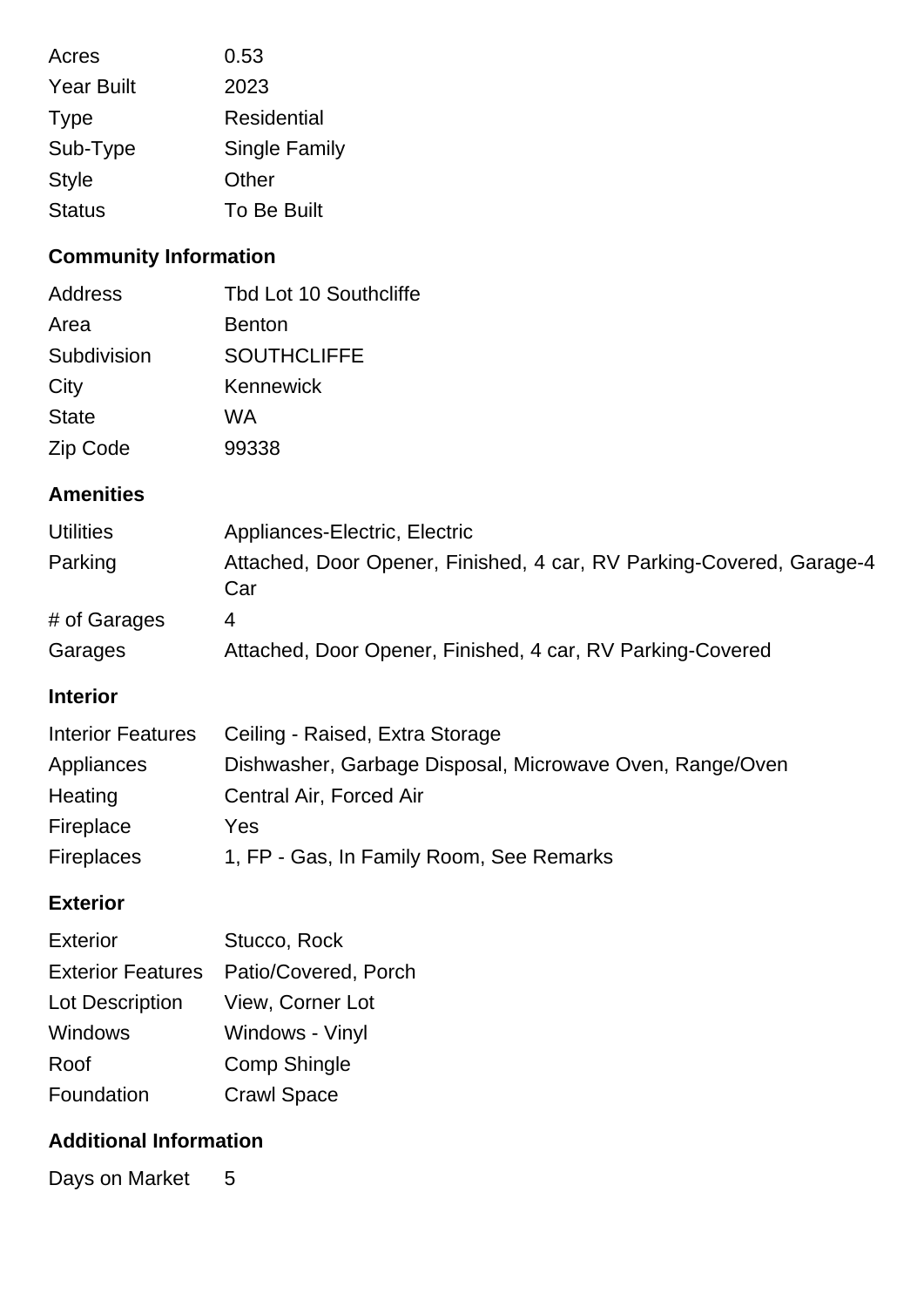| | |
|---|---|
| Acres | 0.53 |
| Year Built | 2023 |
| Type | Residential |
| Sub-Type | Single Family |
| Style | Other |
| Status | To Be Built |

### Community Information

| | |
|---|---|
| Address | Tbd Lot 10 Southcliffe |
| Area | Benton |
| Subdivision | SOUTHCLIFFE |
| City | Kennewick |
| State | WA |
| Zip Code | 99338 |

### Amenities

| | |
|---|---|
| Utilities | Appliances-Electric, Electric |
| Parking | Attached, Door Opener, Finished, 4 car, RV Parking-Covered, Garage-4 Car |
| # of Garages | 4 |
| Garages | Attached, Door Opener, Finished, 4 car, RV Parking-Covered |

### Interior

| | |
|---|---|
| Interior Features | Ceiling - Raised, Extra Storage |
| Appliances | Dishwasher, Garbage Disposal, Microwave Oven, Range/Oven |
| Heating | Central Air, Forced Air |
| Fireplace | Yes |
| Fireplaces | 1, FP - Gas, In Family Room, See Remarks |

### Exterior

| | |
|---|---|
| Exterior | Stucco, Rock |
| Exterior Features | Patio/Covered, Porch |
| Lot Description | View, Corner Lot |
| Windows | Windows - Vinyl |
| Roof | Comp Shingle |
| Foundation | Crawl Space |

### Additional Information

| | |
|---|---|
| Days on Market | 5 |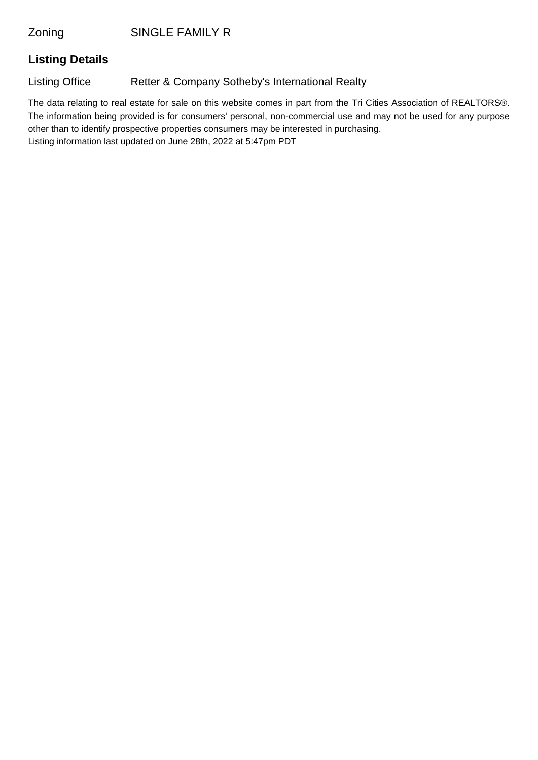| | |
|---|---|
| Zoning | SINGLE FAMILY R |

## Listing Details

| | |
|---|---|
| Listing Office | Retter & Company Sotheby's International Realty |

The data relating to real estate for sale on this website comes in part from the Tri Cities Association of REALTORS®. The information being provided is for consumers' personal, non-commercial use and may not be used for any purpose other than to identify prospective properties consumers may be interested in purchasing.
Listing information last updated on June 28th, 2022 at 5:47pm PDT